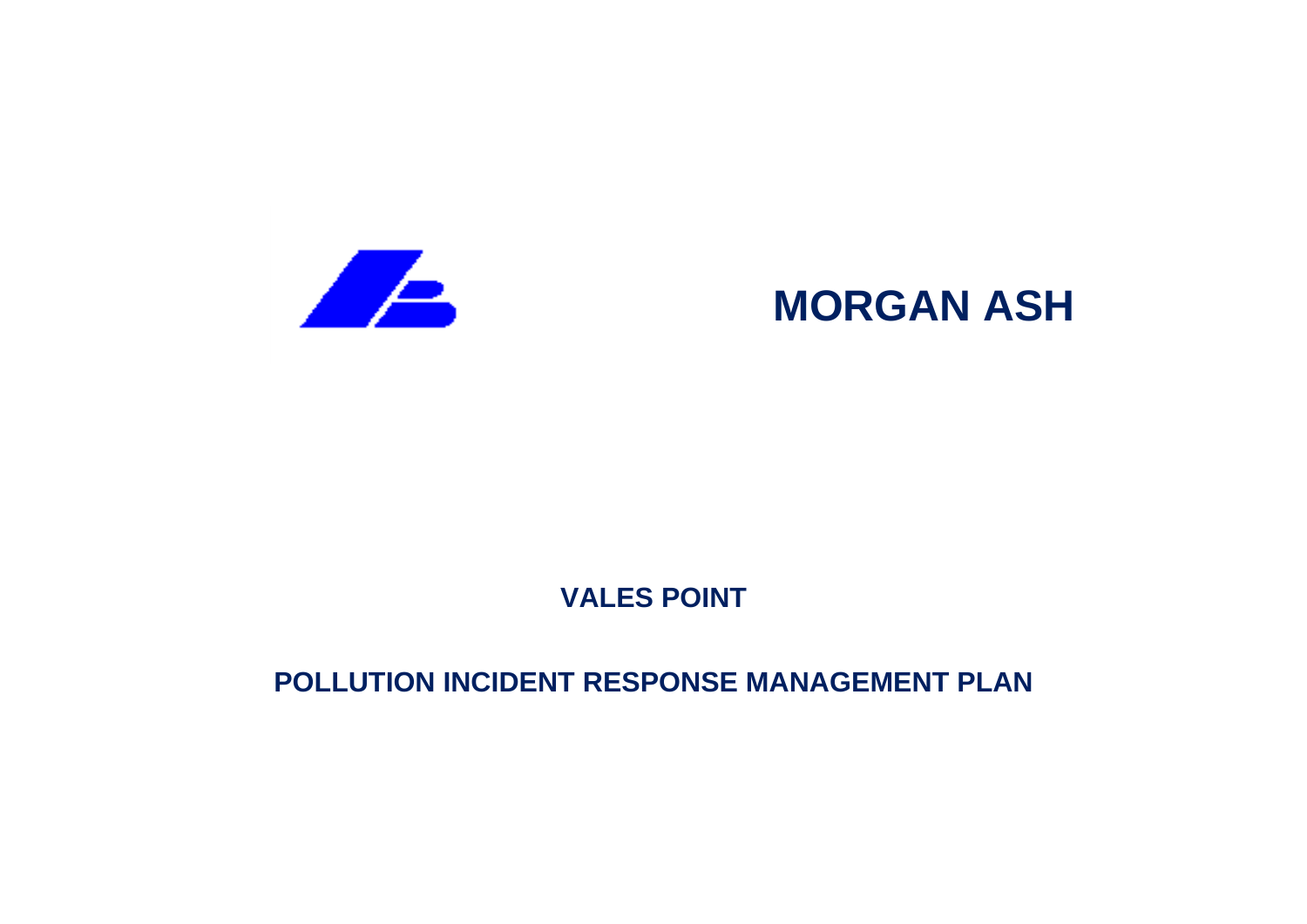# MORGAN ASH

## VALES POINT

## POLLUTION INCIDENT RESPONSE MANAGEMENT PLAN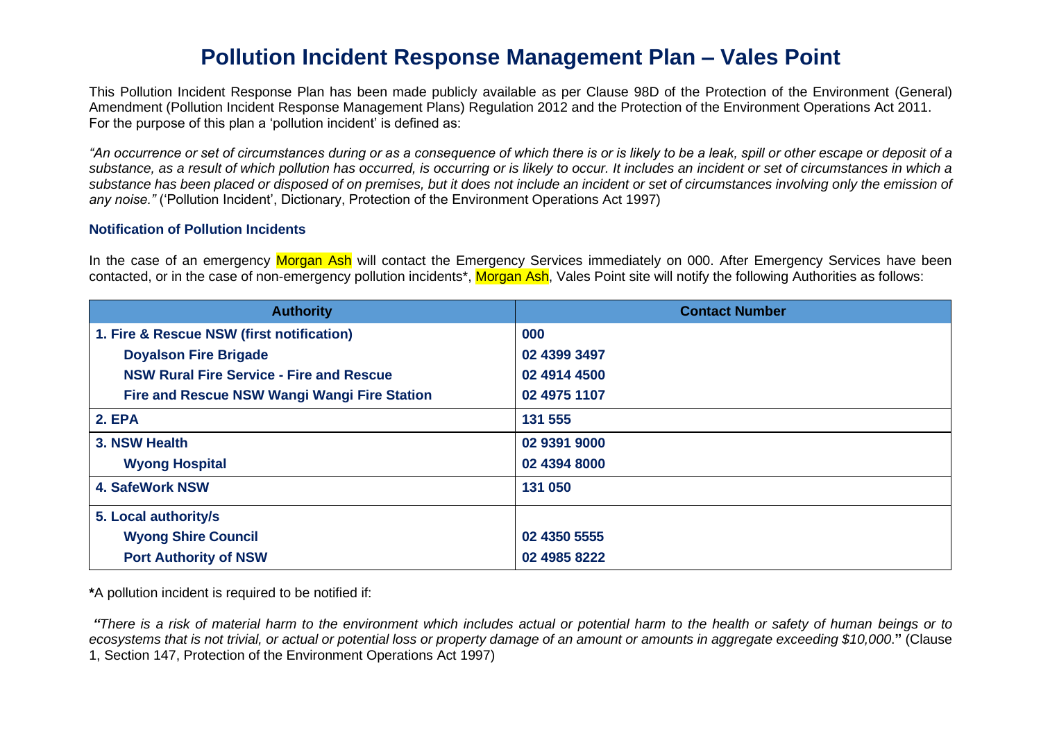# Pollution Incident Response Management Plan – Vales Point

This Pollution Incident Response Plan has been made publicly available as per Clause 98D of the Protection of the Environment (General) Amendment (Pollution Incident Response Management Plans) Regulation 2012 and the Protection of the Environment Operations Act 2011. For the purpose of this plan a 'pollution incident' is defined as:

*"An occurrence or set of circumstances during or as a consequence of which there is or is likely to be a leak, spill or other escape or deposit of a substance, as a result of which pollution has occurred, is occurring or is likely to occur. It includes an incident or set of circumstances in which a substance has been placed or disposed of on premises, but it does not include an incident or set of circumstances involving only the emission of any noise."* ('Pollution Incident', Dictionary, Protection of the Environment Operations Act 1997)

### Notification of Pollution Incidents

In the case of an emergency Morgan Ash will contact the Emergency Services immediately on 000. After Emergency Services have been contacted, or in the case of non-emergency pollution incidents*, Morgan Ash, Vales Point site will notify the following Authorities as follows:

| Authority | Contact Number |
|---|---|
| **1. Fire & Rescue NSW (first notification)** | **000** |
| **Doyalson Fire Brigade** | **02 4399 3497** |
| **NSW Rural Fire Service - Fire and Rescue** | **02 4914 4500** |
| **Fire and Rescue NSW Wangi Wangi Fire Station** | **02 4975 1107** |
| **2. EPA** | **131 555** |
| **3. NSW Health** | **02 9391 9000** |
| **Wyong Hospital** | **02 4394 8000** |
| **4. SafeWork NSW** | **131 050** |
| **5. Local authority/s** | |
| **Wyong Shire Council** | **02 4350 5555** |
| **Port Authority of NSW** | **02 4985 8222** |

**\***A pollution incident is required to be notified if:

***"There is a risk of material harm to the environment which includes actual or potential harm to the health or safety of human beings or to ecosystems that is not trivial, or actual or potential loss or property damage of an amount or amounts in aggregate exceeding $10,000.*"** (Clause 1, Section 147, Protection of the Environment Operations Act 1997)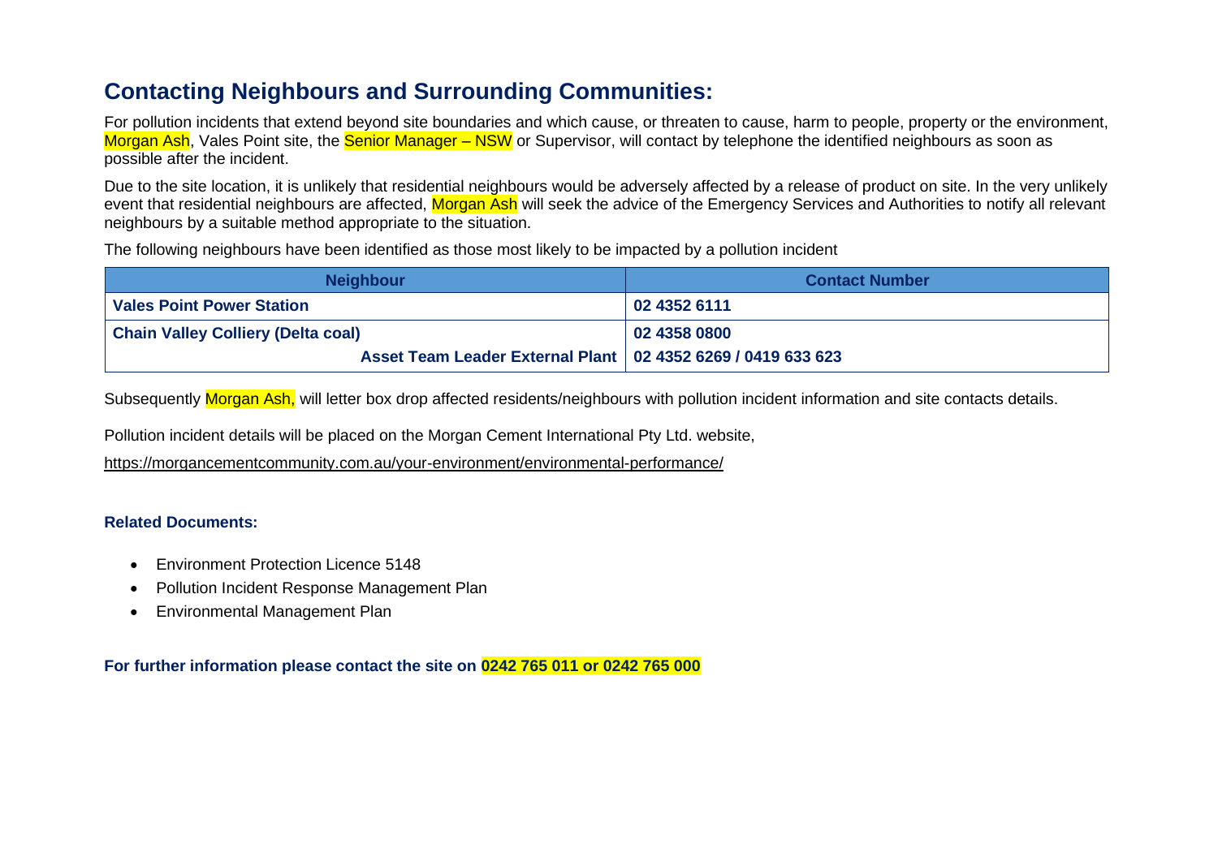## Contacting Neighbours and Surrounding Communities:

For pollution incidents that extend beyond site boundaries and which cause, or threaten to cause, harm to people, property or the environment, Morgan Ash, Vales Point site, the Senior Manager – NSW or Supervisor, will contact by telephone the identified neighbours as soon as possible after the incident.

Due to the site location, it is unlikely that residential neighbours would be adversely affected by a release of product on site. In the very unlikely event that residential neighbours are affected, Morgan Ash will seek the advice of the Emergency Services and Authorities to notify all relevant neighbours by a suitable method appropriate to the situation.

The following neighbours have been identified as those most likely to be impacted by a pollution incident

| Neighbour | Contact Number |
|---|---|
| **Vales Point Power Station** | **02 4352 6111** |
| **Chain Valley Colliery (Delta coal)** | **02 4358 0800** |
| **Asset Team Leader External Plant** | **02 4352 6269 / 0419 633 623** |

Subsequently Morgan Ash, will letter box drop affected residents/neighbours with pollution incident information and site contacts details.

Pollution incident details will be placed on the Morgan Cement International Pty Ltd. website,

https://morgancementcommunity.com.au/your-environment/environmental-performance/

**Related Documents:**

- Environment Protection Licence 5148
- Pollution Incident Response Management Plan
- Environmental Management Plan

**For further information please contact the site on 0242 765 011 or 0242 765 000**